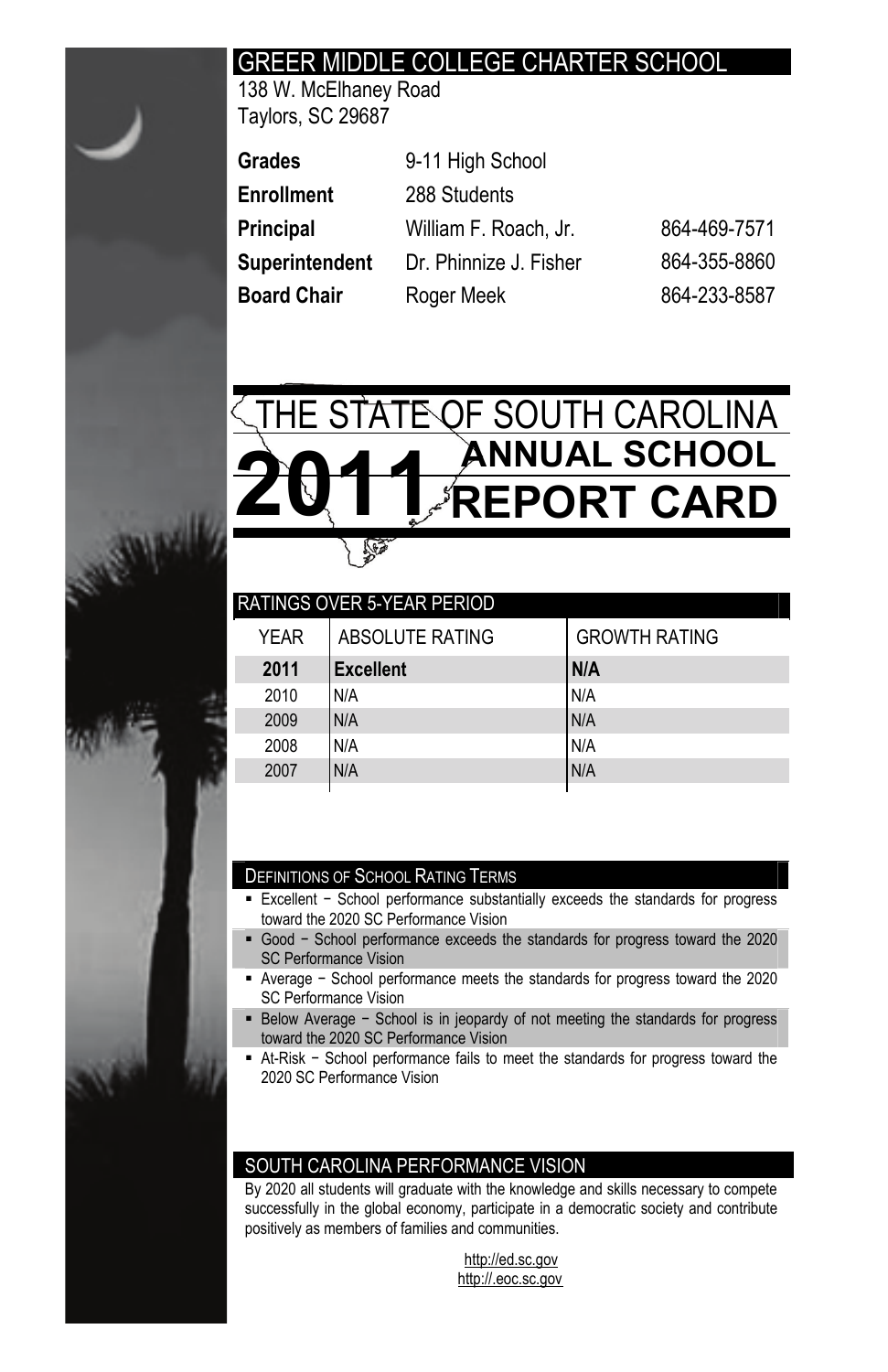# GREER MIDDLE COLLEGE CHARTER SCHOOL

138 W. McElhaney Road
Taylors, SC 29687

| | | |
|---|---|---|
| **Grades** | 9-11 High School | |
| **Enrollment** | 288 Students | |
| **Principal** | William F. Roach, Jr. | 864-469-7571 |
| **Superintendent** | Dr. Phinnize J. Fisher | 864-355-8860 |
| **Board Chair** | Roger Meek | 864-233-8587 |

# THE STATE OF SOUTH CAROLINA 2011 ANNUAL SCHOOL REPORT CARD

## RATINGS OVER 5-YEAR PERIOD

| YEAR | ABSOLUTE RATING | GROWTH RATING |
|---|---|---|
| **2011** | **Excellent** | **N/A** |
| 2010 | N/A | N/A |
| 2009 | N/A | N/A |
| 2008 | N/A | N/A |
| 2007 | N/A | N/A |

## DEFINITIONS OF SCHOOL RATING TERMS

- Excellent − School performance substantially exceeds the standards for progress toward the 2020 SC Performance Vision
- Good − School performance exceeds the standards for progress toward the 2020 SC Performance Vision
- Average − School performance meets the standards for progress toward the 2020 SC Performance Vision
- Below Average − School is in jeopardy of not meeting the standards for progress toward the 2020 SC Performance Vision
- At-Risk − School performance fails to meet the standards for progress toward the 2020 SC Performance Vision

## SOUTH CAROLINA PERFORMANCE VISION

By 2020 all students will graduate with the knowledge and skills necessary to compete successfully in the global economy, participate in a democratic society and contribute positively as members of families and communities.

http://ed.sc.gov
http://.eoc.sc.gov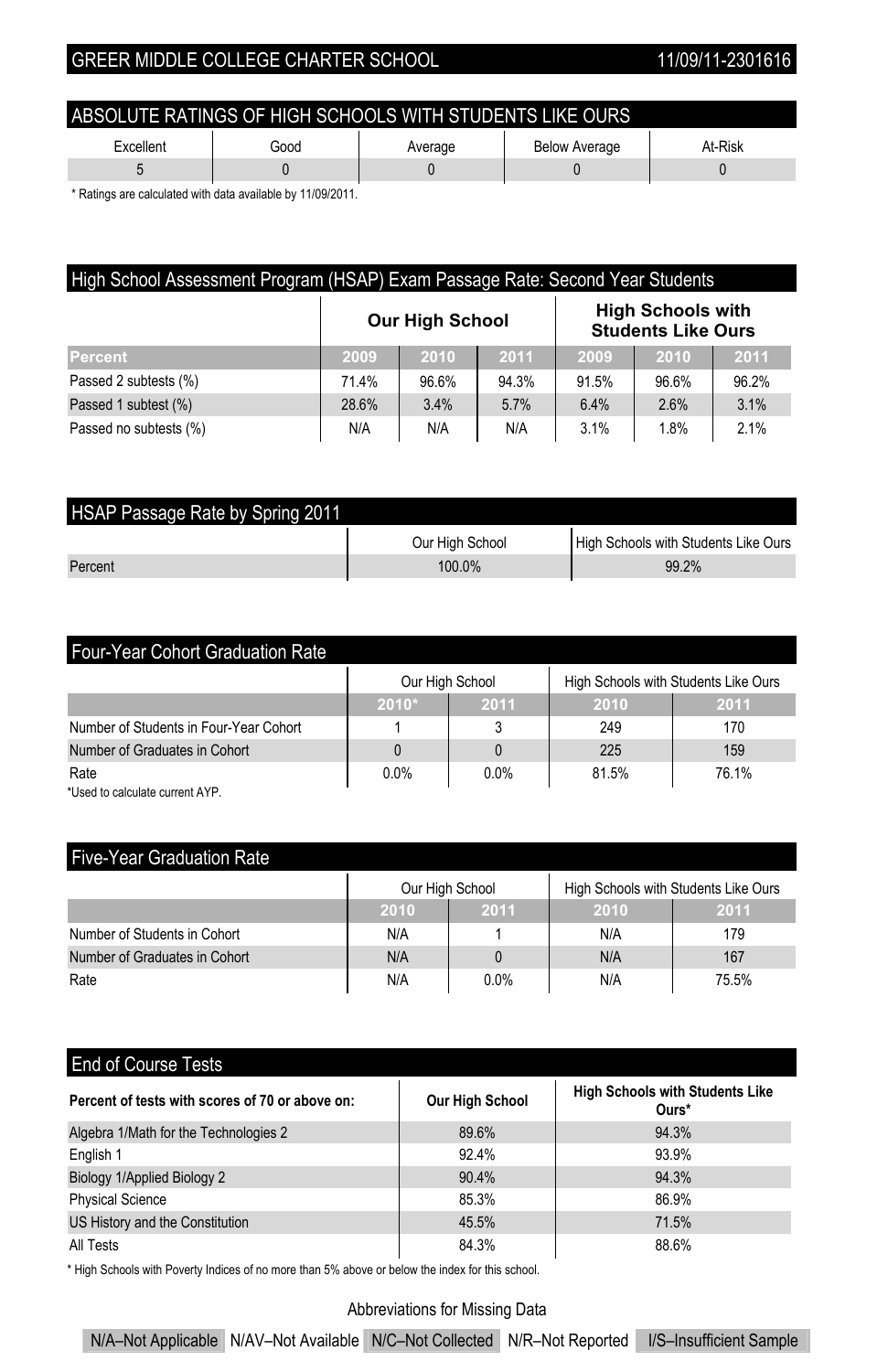GREER MIDDLE COLLEGE CHARTER SCHOOL 11/09/11-2301616

## ABSOLUTE RATINGS OF HIGH SCHOOLS WITH STUDENTS LIKE OURS

| Excellent | Good | Average | Below Average | At-Risk |
|---|---|---|---|---|
| 5 | 0 | 0 | 0 | 0 |

* Ratings are calculated with data available by 11/09/2011.

## High School Assessment Program (HSAP) Exam Passage Rate: Second Year Students

| | Our High School | | | High Schools with Students Like Ours | | |
|---|---|---|---|---|---|---|
| Percent | 2009 | 2010 | 2011 | 2009 | 2010 | 2011 |
| Passed 2 subtests (%) | 71.4% | 96.6% | 94.3% | 91.5% | 96.6% | 96.2% |
| Passed 1 subtest (%) | 28.6% | 3.4% | 5.7% | 6.4% | 2.6% | 3.1% |
| Passed no subtests (%) | N/A | N/A | N/A | 3.1% | 1.8% | 2.1% |

## HSAP Passage Rate by Spring 2011

| | Our High School | High Schools with Students Like Ours |
|---|---|---|
| Percent | 100.0% | 99.2% |

## Four-Year Cohort Graduation Rate

| | Our High School | | High Schools with Students Like Ours | |
|---|---|---|---|---|
| | 2010* | 2011 | 2010 | 2011 |
| Number of Students in Four-Year Cohort | 1 | 3 | 249 | 170 |
| Number of Graduates in Cohort | 0 | 0 | 225 | 159 |
| Rate | 0.0% | 0.0% | 81.5% | 76.1% |

*Used to calculate current AYP.

## Five-Year Graduation Rate

| | Our High School | | High Schools with Students Like Ours | |
|---|---|---|---|---|
| | 2010 | 2011 | 2010 | 2011 |
| Number of Students in Cohort | N/A | 1 | N/A | 179 |
| Number of Graduates in Cohort | N/A | 0 | N/A | 167 |
| Rate | N/A | 0.0% | N/A | 75.5% |

## End of Course Tests

| Percent of tests with scores of 70 or above on: | Our High School | High Schools with Students Like Ours* |
|---|---|---|
| Algebra 1/Math for the Technologies 2 | 89.6% | 94.3% |
| English 1 | 92.4% | 93.9% |
| Biology 1/Applied Biology 2 | 90.4% | 94.3% |
| Physical Science | 85.3% | 86.9% |
| US History and the Constitution | 45.5% | 71.5% |
| All Tests | 84.3% | 88.6% |

* High Schools with Poverty Indices of no more than 5% above or below the index for this school.

Abbreviations for Missing Data

N/A–Not Applicable N/AV–Not Available N/C–Not Collected N/R–Not Reported I/S–Insufficient Sample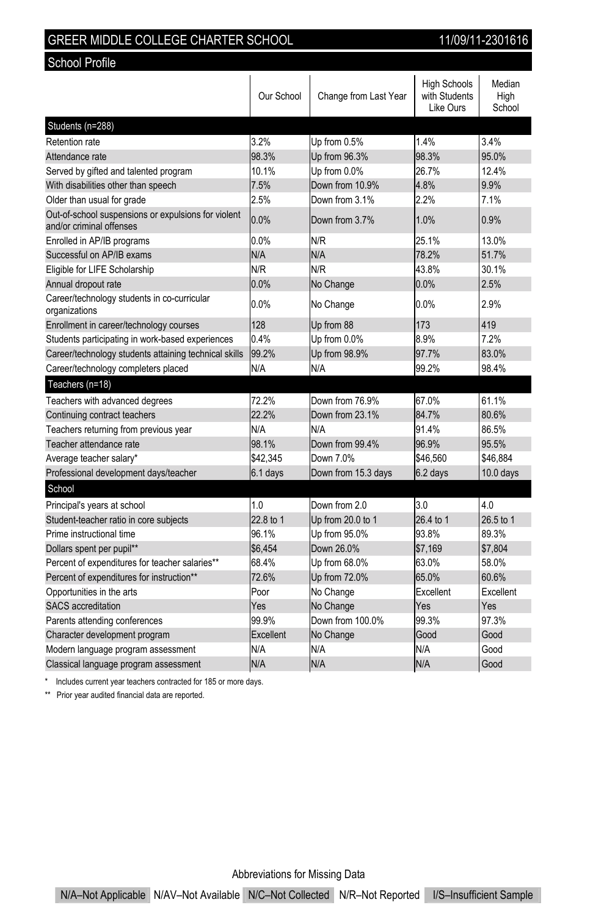# GREER MIDDLE COLLEGE CHARTER SCHOOL

11/09/11-2301616

## School Profile

| | Our School | Change from Last Year | High Schools with Students Like Ours | Median High School |
|---|---|---|---|---|
| **Students (n=288)** | | | | |
| Retention rate | 3.2% | Up from 0.5% | 1.4% | 3.4% |
| Attendance rate | 98.3% | Up from 96.3% | 98.3% | 95.0% |
| Served by gifted and talented program | 10.1% | Up from 0.0% | 26.7% | 12.4% |
| With disabilities other than speech | 7.5% | Down from 10.9% | 4.8% | 9.9% |
| Older than usual for grade | 2.5% | Down from 3.1% | 2.2% | 7.1% |
| Out-of-school suspensions or expulsions for violent and/or criminal offenses | 0.0% | Down from 3.7% | 1.0% | 0.9% |
| Enrolled in AP/IB programs | 0.0% | N/R | 25.1% | 13.0% |
| Successful on AP/IB exams | N/A | N/A | 78.2% | 51.7% |
| Eligible for LIFE Scholarship | N/R | N/R | 43.8% | 30.1% |
| Annual dropout rate | 0.0% | No Change | 0.0% | 2.5% |
| Career/technology students in co-curricular organizations | 0.0% | No Change | 0.0% | 2.9% |
| Enrollment in career/technology courses | 128 | Up from 88 | 173 | 419 |
| Students participating in work-based experiences | 0.4% | Up from 0.0% | 8.9% | 7.2% |
| Career/technology students attaining technical skills | 99.2% | Up from 98.9% | 97.7% | 83.0% |
| Career/technology completers placed | N/A | N/A | 99.2% | 98.4% |
| **Teachers (n=18)** | | | | |
| Teachers with advanced degrees | 72.2% | Down from 76.9% | 67.0% | 61.1% |
| Continuing contract teachers | 22.2% | Down from 23.1% | 84.7% | 80.6% |
| Teachers returning from previous year | N/A | N/A | 91.4% | 86.5% |
| Teacher attendance rate | 98.1% | Down from 99.4% | 96.9% | 95.5% |
| Average teacher salary* | $42,345 | Down 7.0% | $46,560 | $46,884 |
| Professional development days/teacher | 6.1 days | Down from 15.3 days | 6.2 days | 10.0 days |
| **School** | | | | |
| Principal's years at school | 1.0 | Down from 2.0 | 3.0 | 4.0 |
| Student-teacher ratio in core subjects | 22.8 to 1 | Up from 20.0 to 1 | 26.4 to 1 | 26.5 to 1 |
| Prime instructional time | 96.1% | Up from 95.0% | 93.8% | 89.3% |
| Dollars spent per pupil** | $6,454 | Down 26.0% | $7,169 | $7,804 |
| Percent of expenditures for teacher salaries** | 68.4% | Up from 68.0% | 63.0% | 58.0% |
| Percent of expenditures for instruction** | 72.6% | Up from 72.0% | 65.0% | 60.6% |
| Opportunities in the arts | Poor | No Change | Excellent | Excellent |
| SACS accreditation | Yes | No Change | Yes | Yes |
| Parents attending conferences | 99.9% | Down from 100.0% | 99.3% | 97.3% |
| Character development program | Excellent | No Change | Good | Good |
| Modern language program assessment | N/A | N/A | N/A | Good |
| Classical language program assessment | N/A | N/A | N/A | Good |

\* Includes current year teachers contracted for 185 or more days.

\*\* Prior year audited financial data are reported.

Abbreviations for Missing Data

N/A–Not Applicable N/AV–Not Available N/C–Not Collected N/R–Not Reported I/S–Insufficient Sample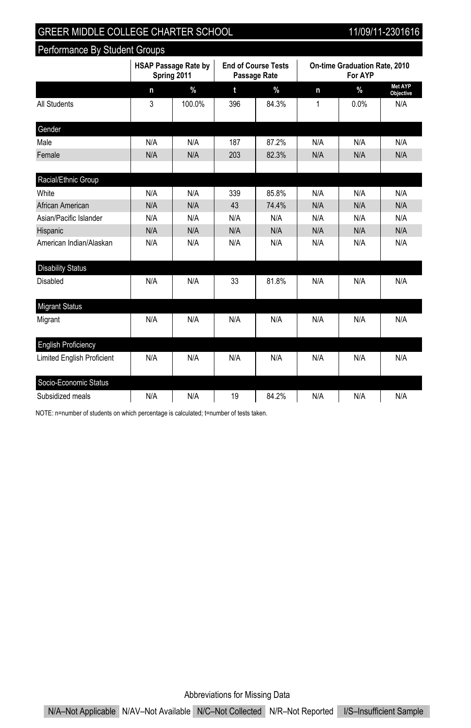## GREER MIDDLE COLLEGE CHARTER SCHOOL

11/09/11-2301616

### Performance By Student Groups

| | HSAP Passage Rate by Spring 2011 | | End of Course Tests Passage Rate | | On-time Graduation Rate, 2010 For AYP | | |
|---|---|---|---|---|---|---|---|
| | n | % | t | % | n | % | Met AYP Objective |
| All Students | 3 | 100.0% | 396 | 84.3% | 1 | 0.0% | N/A |
| **Gender** | | | | | | | |
| Male | N/A | N/A | 187 | 87.2% | N/A | N/A | N/A |
| Female | N/A | N/A | 203 | 82.3% | N/A | N/A | N/A |
| **Racial/Ethnic Group** | | | | | | | |
| White | N/A | N/A | 339 | 85.8% | N/A | N/A | N/A |
| African American | N/A | N/A | 43 | 74.4% | N/A | N/A | N/A |
| Asian/Pacific Islander | N/A | N/A | N/A | N/A | N/A | N/A | N/A |
| Hispanic | N/A | N/A | N/A | N/A | N/A | N/A | N/A |
| American Indian/Alaskan | N/A | N/A | N/A | N/A | N/A | N/A | N/A |
| **Disability Status** | | | | | | | |
| Disabled | N/A | N/A | 33 | 81.8% | N/A | N/A | N/A |
| **Migrant Status** | | | | | | | |
| Migrant | N/A | N/A | N/A | N/A | N/A | N/A | N/A |
| **English Proficiency** | | | | | | | |
| Limited English Proficient | N/A | N/A | N/A | N/A | N/A | N/A | N/A |
| **Socio-Economic Status** | | | | | | | |
| Subsidized meals | N/A | N/A | 19 | 84.2% | N/A | N/A | N/A |

NOTE: n=number of students on which percentage is calculated; t=number of tests taken.

Abbreviations for Missing Data

N/A–Not Applicable N/AV–Not Available N/C–Not Collected N/R–Not Reported I/S–Insufficient Sample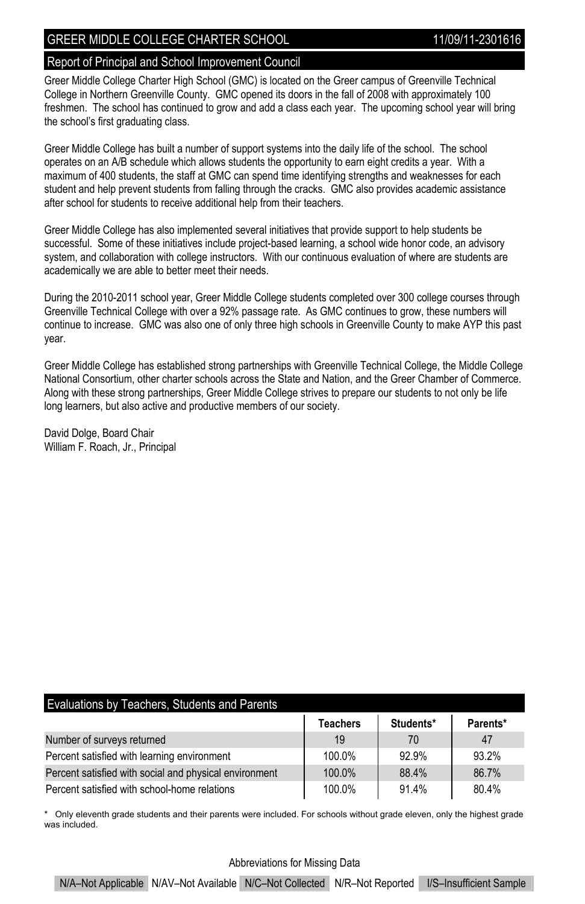## GREER MIDDLE COLLEGE CHARTER SCHOOL 11/09/11-2301616

### Report of Principal and School Improvement Council

Greer Middle College Charter High School (GMC) is located on the Greer campus of Greenville Technical College in Northern Greenville County. GMC opened its doors in the fall of 2008 with approximately 100 freshmen. The school has continued to grow and add a class each year. The upcoming school year will bring the school's first graduating class.

Greer Middle College has built a number of support systems into the daily life of the school. The school operates on an A/B schedule which allows students the opportunity to earn eight credits a year. With a maximum of 400 students, the staff at GMC can spend time identifying strengths and weaknesses for each student and help prevent students from falling through the cracks. GMC also provides academic assistance after school for students to receive additional help from their teachers.

Greer Middle College has also implemented several initiatives that provide support to help students be successful. Some of these initiatives include project-based learning, a school wide honor code, an advisory system, and collaboration with college instructors. With our continuous evaluation of where are students are academically we are able to better meet their needs.

During the 2010-2011 school year, Greer Middle College students completed over 300 college courses through Greenville Technical College with over a 92% passage rate. As GMC continues to grow, these numbers will continue to increase. GMC was also one of only three high schools in Greenville County to make AYP this past year.

Greer Middle College has established strong partnerships with Greenville Technical College, the Middle College National Consortium, other charter schools across the State and Nation, and the Greer Chamber of Commerce. Along with these strong partnerships, Greer Middle College strives to prepare our students to not only be life long learners, but also active and productive members of our society.

David Dolge, Board Chair
William F. Roach, Jr., Principal

### Evaluations by Teachers, Students and Parents

| | Teachers | Students* | Parents* |
|---|---|---|---|
| Number of surveys returned | 19 | 70 | 47 |
| Percent satisfied with learning environment | 100.0% | 92.9% | 93.2% |
| Percent satisfied with social and physical environment | 100.0% | 88.4% | 86.7% |
| Percent satisfied with school-home relations | 100.0% | 91.4% | 80.4% |

* Only eleventh grade students and their parents were included. For schools without grade eleven, only the highest grade was included.

Abbreviations for Missing Data

N/A–Not Applicable N/AV–Not Available N/C–Not Collected N/R–Not Reported I/S–Insufficient Sample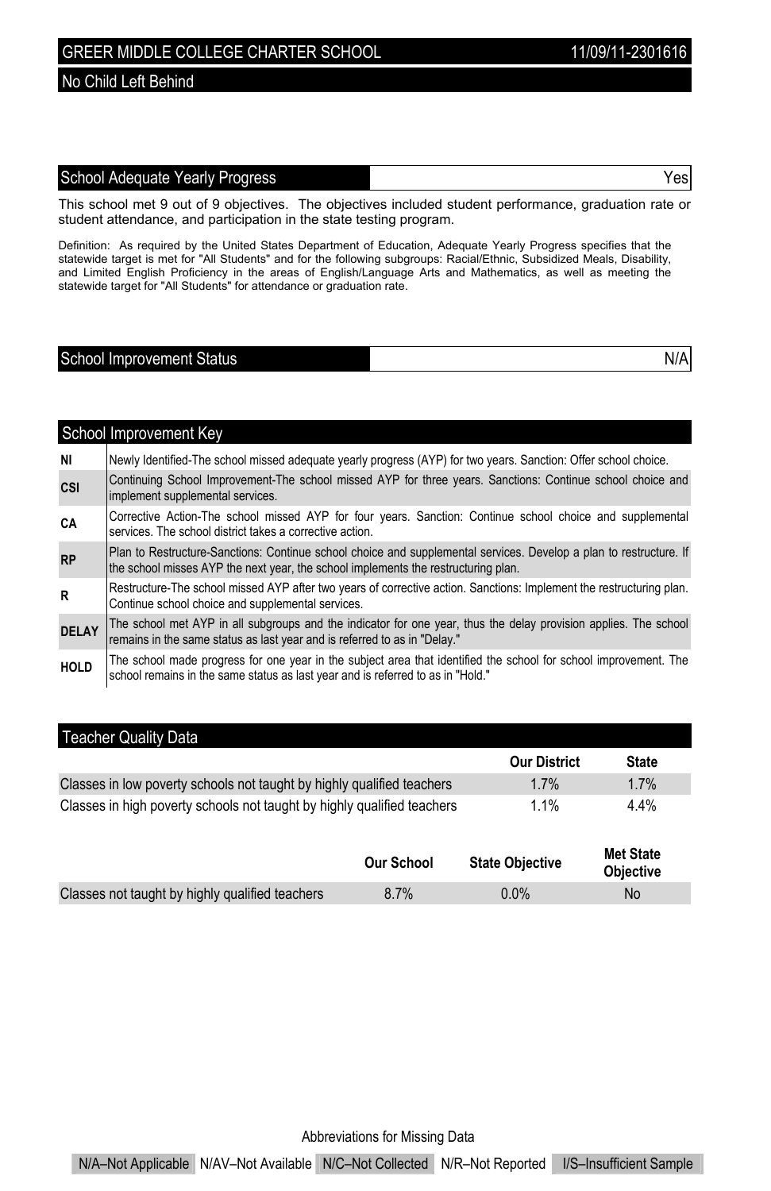## GREER MIDDLE COLLEGE CHARTER SCHOOL

11/09/11-2301616

### No Child Left Behind

| School Adequate Yearly Progress | Yes |
|---|---|

This school met 9 out of 9 objectives. The objectives included student performance, graduation rate or student attendance, and participation in the state testing program.

Definition: As required by the United States Department of Education, Adequate Yearly Progress specifies that the statewide target is met for "All Students" and for the following subgroups: Racial/Ethnic, Subsidized Meals, Disability, and Limited English Proficiency in the areas of English/Language Arts and Mathematics, as well as meeting the statewide target for "All Students" for attendance or graduation rate.

| School Improvement Status | N/A |
|---|---|

### School Improvement Key

| | |
|---|---|
| **NI** | Newly Identified-The school missed adequate yearly progress (AYP) for two years. Sanction: Offer school choice. |
| **CSI** | Continuing School Improvement-The school missed AYP for three years. Sanctions: Continue school choice and implement supplemental services. |
| **CA** | Corrective Action-The school missed AYP for four years. Sanction: Continue school choice and supplemental services. The school district takes a corrective action. |
| **RP** | Plan to Restructure-Sanctions: Continue school choice and supplemental services. Develop a plan to restructure. If the school misses AYP the next year, the school implements the restructuring plan. |
| **R** | Restructure-The school missed AYP after two years of corrective action. Sanctions: Implement the restructuring plan. Continue school choice and supplemental services. |
| **DELAY** | The school met AYP in all subgroups and the indicator for one year, thus the delay provision applies. The school remains in the same status as last year and is referred to as in "Delay." |
| **HOLD** | The school made progress for one year in the subject area that identified the school for school improvement. The school remains in the same status as last year and is referred to as in "Hold." |

### Teacher Quality Data

| | Our District | State |
|---|---|---|
| Classes in low poverty schools not taught by highly qualified teachers | 1.7% | 1.7% |
| Classes in high poverty schools not taught by highly qualified teachers | 1.1% | 4.4% |

| | Our School | State Objective | Met State Objective |
|---|---|---|---|
| Classes not taught by highly qualified teachers | 8.7% | 0.0% | No |

Abbreviations for Missing Data

N/A–Not Applicable | N/AV–Not Available | N/C–Not Collected | N/R–Not Reported | I/S–Insufficient Sample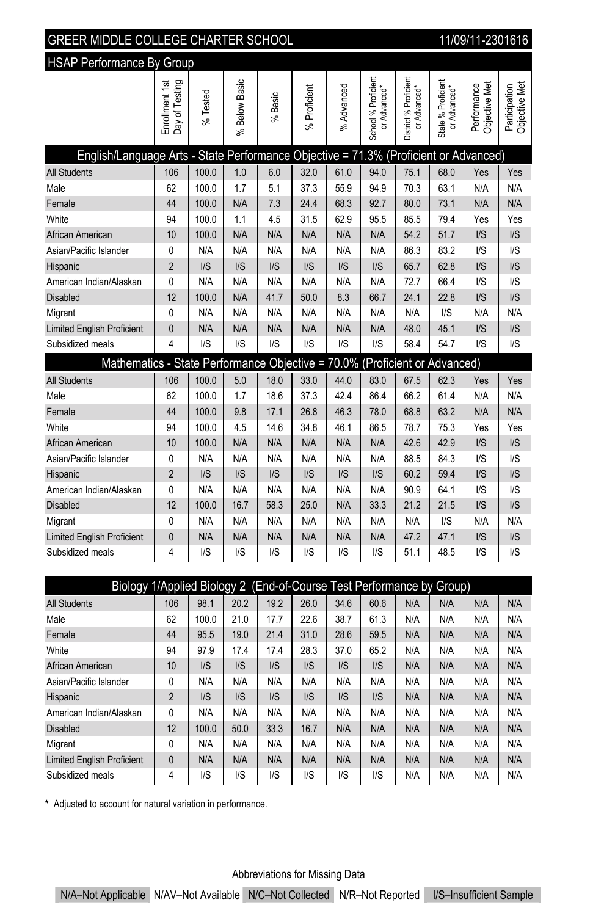## GREER MIDDLE COLLEGE CHARTER SCHOOL

11/09/11-2301616

### HSAP Performance By Group

| | Enrollment 1st Day of Testing | % Tested | % Below Basic | % Basic | % Proficient | % Advanced | School % Proficient or Advanced* | District % Proficient or Advanced* | State % Proficient or Advanced* | Performance Objective Met | Participation Objective Met |
|---|---|---|---|---|---|---|---|---|---|---|---|
| **English/Language Arts - State Performance Objective = 71.3% (Proficient or Advanced)** | | | | | | | | | | | |
| All Students | 106 | 100.0 | 1.0 | 6.0 | 32.0 | 61.0 | 94.0 | 75.1 | 68.0 | Yes | Yes |
| Male | 62 | 100.0 | 1.7 | 5.1 | 37.3 | 55.9 | 94.9 | 70.3 | 63.1 | N/A | N/A |
| Female | 44 | 100.0 | N/A | 7.3 | 24.4 | 68.3 | 92.7 | 80.0 | 73.1 | N/A | N/A |
| White | 94 | 100.0 | 1.1 | 4.5 | 31.5 | 62.9 | 95.5 | 85.5 | 79.4 | Yes | Yes |
| African American | 10 | 100.0 | N/A | N/A | N/A | N/A | N/A | 54.2 | 51.7 | I/S | I/S |
| Asian/Pacific Islander | 0 | N/A | N/A | N/A | N/A | N/A | N/A | 86.3 | 83.2 | I/S | I/S |
| Hispanic | 2 | I/S | I/S | I/S | I/S | I/S | I/S | 65.7 | 62.8 | I/S | I/S |
| American Indian/Alaskan | 0 | N/A | N/A | N/A | N/A | N/A | N/A | 72.7 | 66.4 | I/S | I/S |
| Disabled | 12 | 100.0 | N/A | 41.7 | 50.0 | 8.3 | 66.7 | 24.1 | 22.8 | I/S | I/S |
| Migrant | 0 | N/A | N/A | N/A | N/A | N/A | N/A | N/A | I/S | N/A | N/A |
| Limited English Proficient | 0 | N/A | N/A | N/A | N/A | N/A | N/A | 48.0 | 45.1 | I/S | I/S |
| Subsidized meals | 4 | I/S | I/S | I/S | I/S | I/S | I/S | 58.4 | 54.7 | I/S | I/S |
| **Mathematics - State Performance Objective = 70.0% (Proficient or Advanced)** | | | | | | | | | | | |
| All Students | 106 | 100.0 | 5.0 | 18.0 | 33.0 | 44.0 | 83.0 | 67.5 | 62.3 | Yes | Yes |
| Male | 62 | 100.0 | 1.7 | 18.6 | 37.3 | 42.4 | 86.4 | 66.2 | 61.4 | N/A | N/A |
| Female | 44 | 100.0 | 9.8 | 17.1 | 26.8 | 46.3 | 78.0 | 68.8 | 63.2 | N/A | N/A |
| White | 94 | 100.0 | 4.5 | 14.6 | 34.8 | 46.1 | 86.5 | 78.7 | 75.3 | Yes | Yes |
| African American | 10 | 100.0 | N/A | N/A | N/A | N/A | N/A | 42.6 | 42.9 | I/S | I/S |
| Asian/Pacific Islander | 0 | N/A | N/A | N/A | N/A | N/A | N/A | 88.5 | 84.3 | I/S | I/S |
| Hispanic | 2 | I/S | I/S | I/S | I/S | I/S | I/S | 60.2 | 59.4 | I/S | I/S |
| American Indian/Alaskan | 0 | N/A | N/A | N/A | N/A | N/A | N/A | 90.9 | 64.1 | I/S | I/S |
| Disabled | 12 | 100.0 | 16.7 | 58.3 | 25.0 | N/A | 33.3 | 21.2 | 21.5 | I/S | I/S |
| Migrant | 0 | N/A | N/A | N/A | N/A | N/A | N/A | N/A | I/S | N/A | N/A |
| Limited English Proficient | 0 | N/A | N/A | N/A | N/A | N/A | N/A | 47.2 | 47.1 | I/S | I/S |
| Subsidized meals | 4 | I/S | I/S | I/S | I/S | I/S | I/S | 51.1 | 48.5 | I/S | I/S |
| **Biology 1/Applied Biology 2 (End-of-Course Test Performance by Group)** | | | | | | | | | | | |
| All Students | 106 | 98.1 | 20.2 | 19.2 | 26.0 | 34.6 | 60.6 | N/A | N/A | N/A | N/A |
| Male | 62 | 100.0 | 21.0 | 17.7 | 22.6 | 38.7 | 61.3 | N/A | N/A | N/A | N/A |
| Female | 44 | 95.5 | 19.0 | 21.4 | 31.0 | 28.6 | 59.5 | N/A | N/A | N/A | N/A |
| White | 94 | 97.9 | 17.4 | 17.4 | 28.3 | 37.0 | 65.2 | N/A | N/A | N/A | N/A |
| African American | 10 | I/S | I/S | I/S | I/S | I/S | I/S | N/A | N/A | N/A | N/A |
| Asian/Pacific Islander | 0 | N/A | N/A | N/A | N/A | N/A | N/A | N/A | N/A | N/A | N/A |
| Hispanic | 2 | I/S | I/S | I/S | I/S | I/S | I/S | N/A | N/A | N/A | N/A |
| American Indian/Alaskan | 0 | N/A | N/A | N/A | N/A | N/A | N/A | N/A | N/A | N/A | N/A |
| Disabled | 12 | 100.0 | 50.0 | 33.3 | 16.7 | N/A | N/A | N/A | N/A | N/A | N/A |
| Migrant | 0 | N/A | N/A | N/A | N/A | N/A | N/A | N/A | N/A | N/A | N/A |
| Limited English Proficient | 0 | N/A | N/A | N/A | N/A | N/A | N/A | N/A | N/A | N/A | N/A |
| Subsidized meals | 4 | I/S | I/S | I/S | I/S | I/S | I/S | N/A | N/A | N/A | N/A |

* Adjusted to account for natural variation in performance.

Abbreviations for Missing Data

N/A–Not Applicable N/AV–Not Available N/C–Not Collected N/R–Not Reported I/S–Insufficient Sample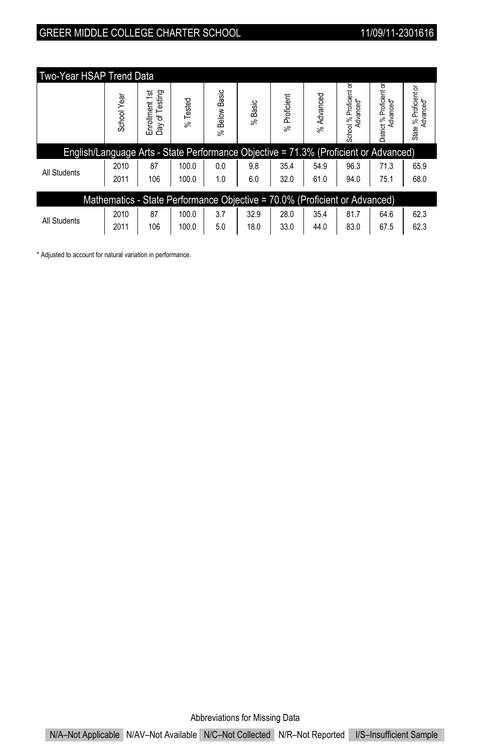## Two-Year HSAP Trend Data

| | School Year | Enrollment 1st Day of Testing | % Tested | % Below Basic | % Basic | % Proficient | % Advanced | School % Proficient or Advanced* | District % Proficient or Advanced* | State % Proficient or Advanced* |
|---|---|---|---|---|---|---|---|---|---|---|
| **English/Language Arts - State Performance Objective = 71.3% (Proficient or Advanced)** | | | | | | | | | | |
| All Students | 2010 | 87 | 100.0 | 0.0 | 9.8 | 35.4 | 54.9 | 96.3 | 71.3 | 65.9 |
| | 2011 | 106 | 100.0 | 1.0 | 6.0 | 32.0 | 61.0 | 94.0 | 75.1 | 68.0 |
| **Mathematics - State Performance Objective = 70.0% (Proficient or Advanced)** | | | | | | | | | | |
| All Students | 2010 | 87 | 100.0 | 3.7 | 32.9 | 28.0 | 35.4 | 81.7 | 64.6 | 62.3 |
| | 2011 | 106 | 100.0 | 5.0 | 18.0 | 33.0 | 44.0 | 83.0 | 67.5 | 62.3 |

* Adjusted to account for natural variation in performance.

Abbreviations for Missing Data

N/A–Not Applicable N/AV–Not Available N/C–Not Collected N/R–Not Reported I/S–Insufficient Sample